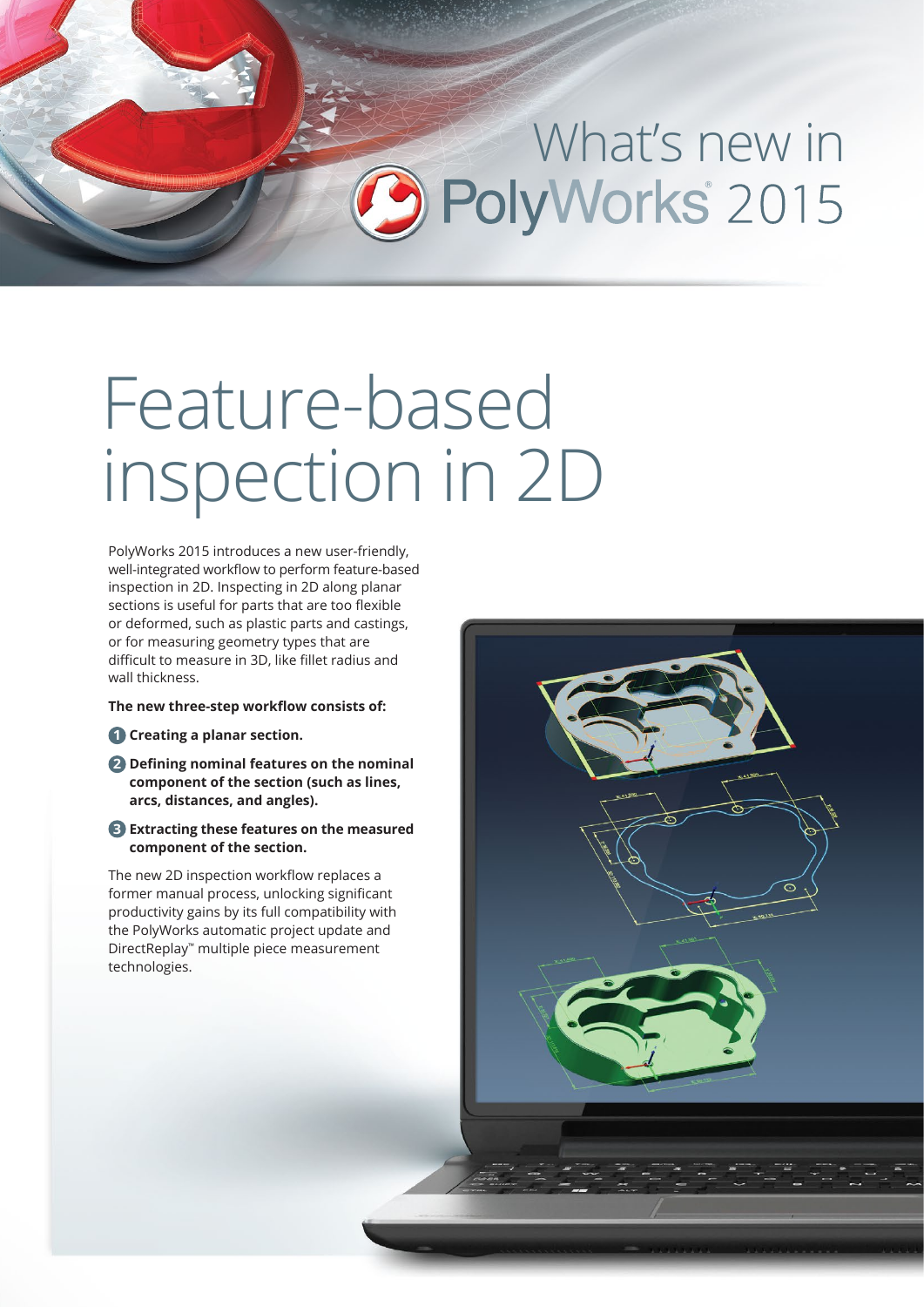What's new in PolyWorks® 2015

# Feature-based inspection in 2D

PolyWorks 2015 introduces a new user-friendly, well-integrated workflow to perform feature-based inspection in 2D. Inspecting in 2D along planar sections is useful for parts that are too flexible or deformed, such as plastic parts and castings, or for measuring geometry types that are difficult to measure in 3D, like fillet radius and wall thickness.

**The new three-step workflow consists of:**

1. **Creating a planar section.**
2. **Defining nominal features on the nominal component of the section (such as lines, arcs, distances, and angles).**
3. **Extracting these features on the measured component of the section.**

The new 2D inspection workflow replaces a former manual process, unlocking significant productivity gains by its full compatibility with the PolyWorks automatic project update and DirectReplay™ multiple piece measurement technologies.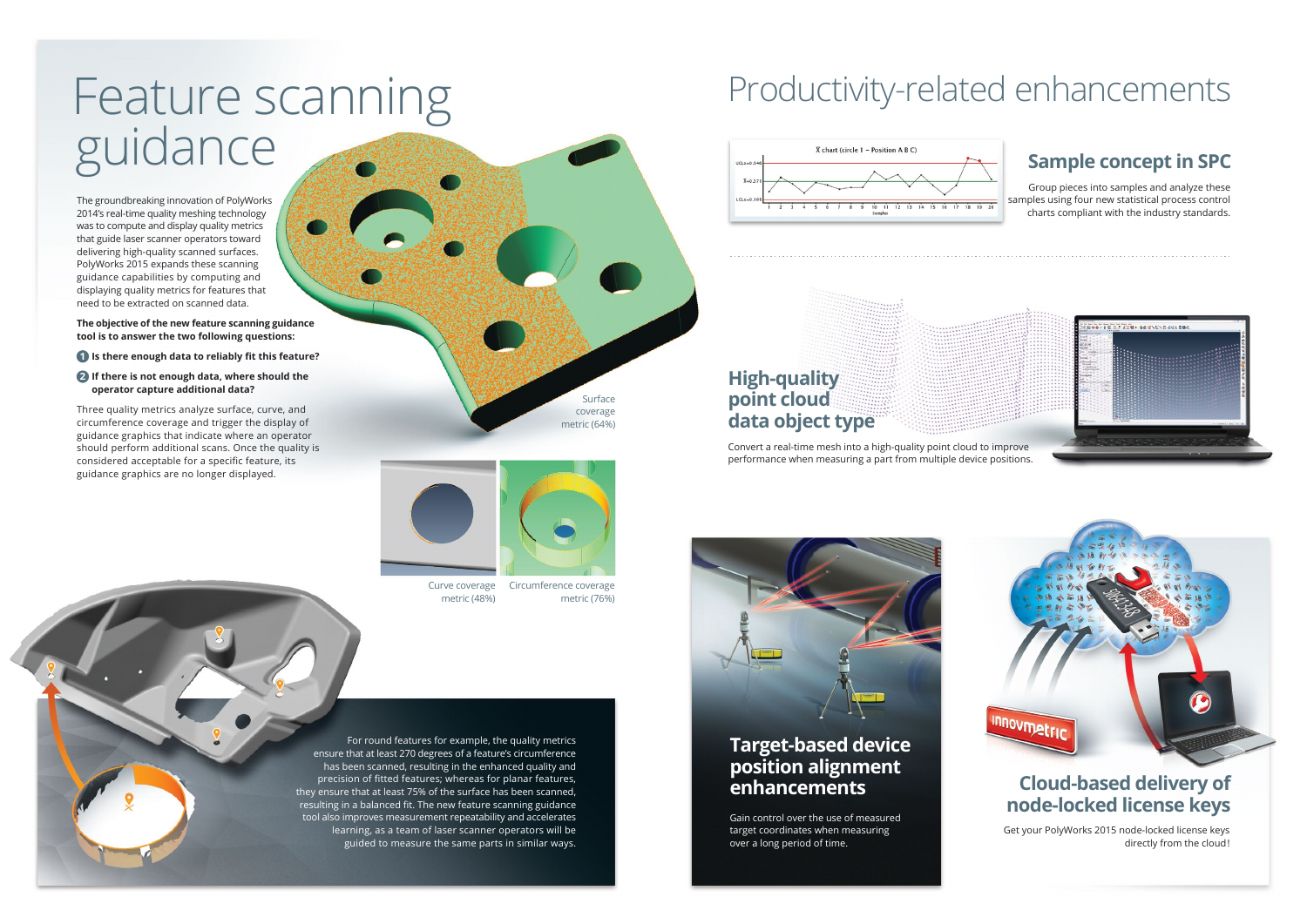# Feature scanning guidance

The groundbreaking innovation of PolyWorks 2014's real-time quality meshing technology was to compute and display quality metrics that guide laser scanner operators toward delivering high-quality scanned surfaces. PolyWorks 2015 expands these scanning guidance capabilities by computing and displaying quality metrics for features that need to be extracted on scanned data.

**The objective of the new feature scanning guidance tool is to answer the two following questions:**

1. **Is there enough data to reliably fit this feature?**
2. **If there is not enough data, where should the operator capture additional data?**

Three quality metrics analyze surface, curve, and circumference coverage and trigger the display of guidance graphics that indicate where an operator should perform additional scans. Once the quality is considered acceptable for a specific feature, its guidance graphics are no longer displayed.

Surface coverage metric (64%)

Curve coverage metric (48%)

Circumference coverage metric (76%)

For round features for example, the quality metrics ensure that at least 270 degrees of a feature's circumference has been scanned, resulting in the enhanced quality and precision of fitted features; whereas for planar features, they ensure that at least 75% of the surface has been scanned, resulting in a balanced fit. The new feature scanning guidance tool also improves measurement repeatability and accelerates learning, as a team of laser scanner operators will be guided to measure the same parts in similar ways.

# Productivity-related enhancements

## Sample concept in SPC

Group pieces into samples and analyze these samples using four new statistical process control charts compliant with the industry standards.

## High-quality point cloud data object type

Convert a real-time mesh into a high-quality point cloud to improve performance when measuring a part from multiple device positions.

## Target-based device position alignment enhancements

Gain control over the use of measured target coordinates when measuring over a long period of time.

## Cloud-based delivery of node-locked license keys

Get your PolyWorks 2015 node-locked license keys directly from the cloud!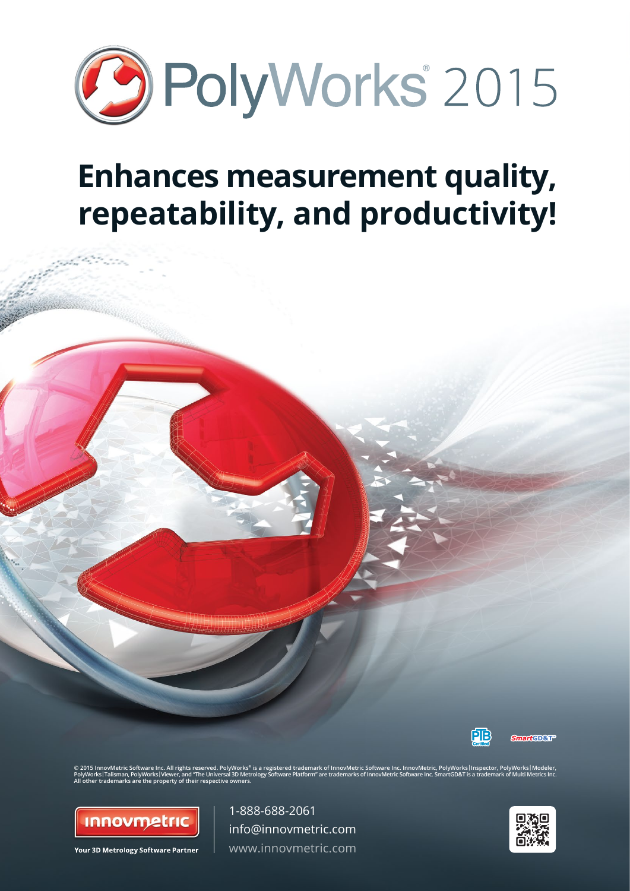# PolyWorks® 2015

## Enhances measurement quality, repeatability, and productivity!

PTB Certified

SmartGD&T™

© 2015 InnovMetric Software Inc. All rights reserved. PolyWorks® is a registered trademark of InnovMetric Software Inc. InnovMetric, PolyWorks|Inspector, PolyWorks|Modeler, PolyWorks|Talisman, PolyWorks|Viewer, and "The Universal 3D Metrology Software Platform" are trademarks of InnovMetric Software Inc. SmartGD&T is a trademark of Multi Metrics Inc. All other trademarks are the property of their respective owners.

innovmetric

Your 3D Metrology Software Partner

1-888-688-2061
info@innovmetric.com
www.innovmetric.com